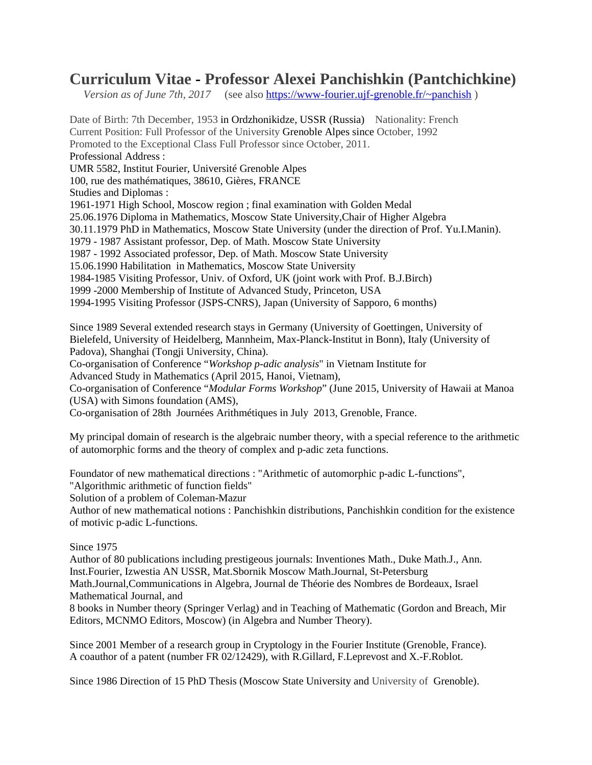# Curriculum Vitae - Professor Alexei Panchishkin (Pantchichkine)

*Version as of June 7th, 2017* (see also [https://www-fourier.ujf-grenoble.fr/~panchish](https://www-fourier.ujf-grenoble.fr/~panchish) )

Date of Birth: 7th December, 1953 in Ordzhonikidze, USSR (Russia) Nationality: French
Current Position: Full Professor of the University Grenoble Alpes since October, 1992
Promoted to the Exceptional Class Full Professor since October, 2011.
Professional Address :
UMR 5582, Institut Fourier, Université Grenoble Alpes
100, rue des mathématiques, 38610, Gières, FRANCE
Studies and Diplomas :
1961-1971 High School, Moscow region ; final examination with Golden Medal
25.06.1976 Diploma in Mathematics, Moscow State University,Chair of Higher Algebra
30.11.1979 PhD in Mathematics, Moscow State University (under the direction of Prof. Yu.I.Manin).
1979 - 1987 Assistant professor, Dep. of Math. Moscow State University
1987 - 1992 Associated professor, Dep. of Math. Moscow State University
15.06.1990 Habilitation in Mathematics, Moscow State University
1984-1985 Visiting Professor, Univ. of Oxford, UK (joint work with Prof. B.J.Birch)
1999 -2000 Membership of Institute of Advanced Study, Princeton, USA
1994-1995 Visiting Professor (JSPS-CNRS), Japan (University of Sapporo, 6 months)

Since 1989 Several extended research stays in Germany (University of Goettingen, University of Bielefeld, University of Heidelberg, Mannheim, Max-Planck-Institut in Bonn), Italy (University of Padova), Shanghai (Tongji University, China).
Co-organisation of Conference "*Workshop p-adic analysis*" in Vietnam Institute for Advanced Study in Mathematics (April 2015, Hanoi, Vietnam),
Co-organisation of Conference "*Modular Forms Workshop*" (June 2015, University of Hawaii at Manoa (USA) with Simons foundation (AMS),
Co-organisation of 28th Journées Arithmétiques in July 2013, Grenoble, France.

My principal domain of research is the algebraic number theory, with a special reference to the arithmetic of automorphic forms and the theory of complex and p-adic zeta functions.

Foundator of new mathematical directions : "Arithmetic of automorphic p-adic L-functions", "Algorithmic arithmetic of function fields"
Solution of a problem of Coleman-Mazur
Author of new mathematical notions : Panchishkin distributions, Panchishkin condition for the existence of motivic p-adic L-functions.

Since 1975
Author of 80 publications including prestigeous journals: Inventiones Math., Duke Math.J., Ann. Inst.Fourier, Izwestia AN USSR, Mat.Sbornik Moscow Math.Journal, St-Petersburg Math.Journal,Communications in Algebra, Journal de Théorie des Nombres de Bordeaux, Israel Mathematical Journal, and
8 books in Number theory (Springer Verlag) and in Teaching of Mathematic (Gordon and Breach, Mir Editors, MCNMO Editors, Moscow) (in Algebra and Number Theory).

Since 2001 Member of a research group in Cryptology in the Fourier Institute (Grenoble, France).
A coauthor of a patent (number FR 02/12429), with R.Gillard, F.Leprevost and X.-F.Roblot.

Since 1986 Direction of 15 PhD Thesis (Moscow State University and University of Grenoble).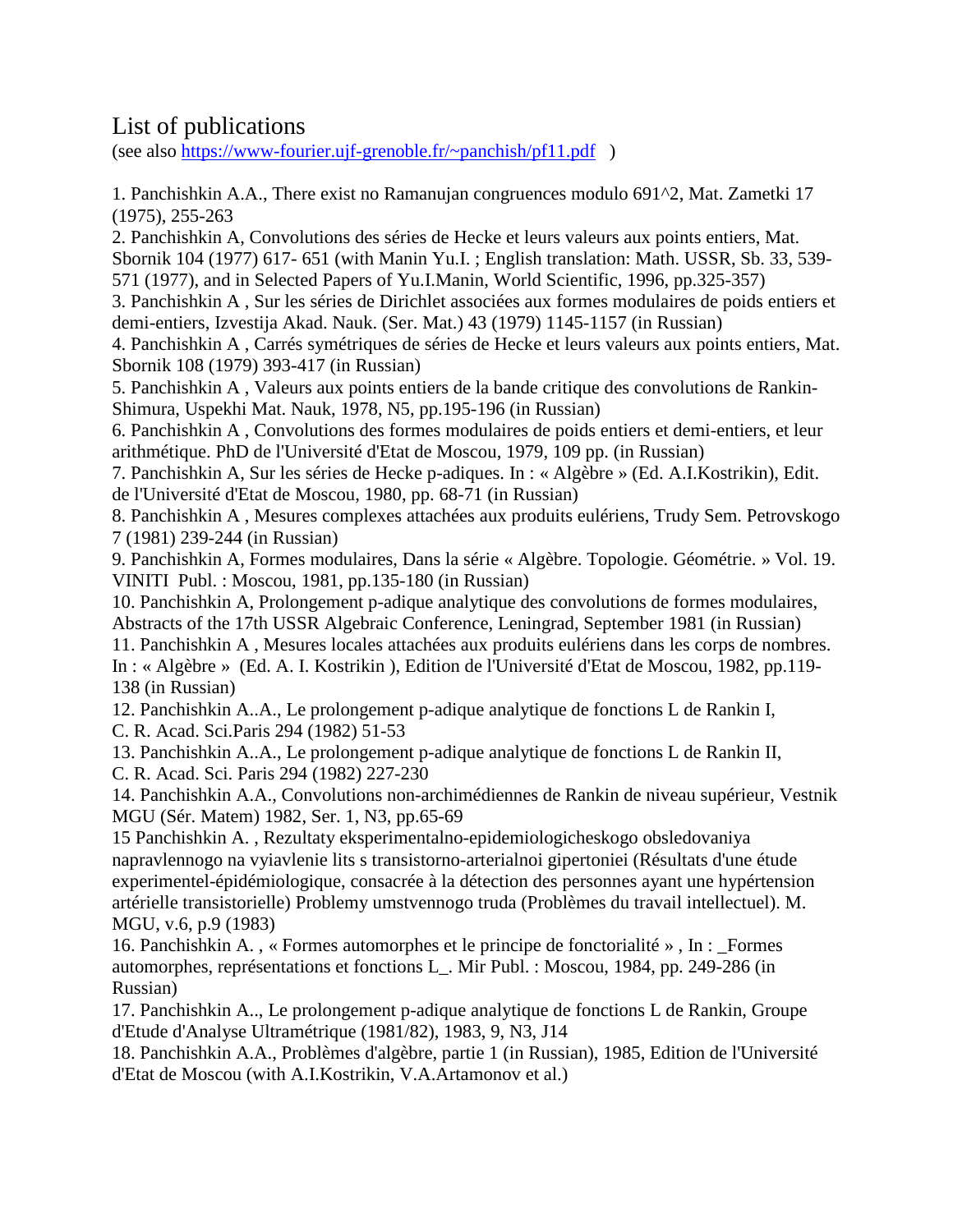# List of publications

(see also https://www-fourier.ujf-grenoble.fr/~panchish/pf11.pdf )

1. Panchishkin A.A., There exist no Ramanujan congruences modulo 691^2, Mat. Zametki 17 (1975), 255-263
2. Panchishkin A, Convolutions des séries de Hecke et leurs valeurs aux points entiers, Mat. Sbornik 104 (1977) 617- 651 (with Manin Yu.I. ; English translation: Math. USSR, Sb. 33, 539-571 (1977), and in Selected Papers of Yu.I.Manin, World Scientific, 1996, pp.325-357)
3. Panchishkin A , Sur les séries de Dirichlet associées aux formes modulaires de poids entiers et demi-entiers, Izvestija Akad. Nauk. (Ser. Mat.) 43 (1979) 1145-1157 (in Russian)
4. Panchishkin A , Carrés symétriques de séries de Hecke et leurs valeurs aux points entiers, Mat. Sbornik 108 (1979) 393-417 (in Russian)
5. Panchishkin A , Valeurs aux points entiers de la bande critique des convolutions de Rankin-Shimura, Uspekhi Mat. Nauk, 1978, N5, pp.195-196 (in Russian)
6. Panchishkin A , Convolutions des formes modulaires de poids entiers et demi-entiers, et leur arithmétique. PhD de l'Université d'Etat de Moscou, 1979, 109 pp. (in Russian)
7. Panchishkin A, Sur les séries de Hecke p-adiques. In : « Algèbre » (Ed. A.I.Kostrikin), Edit. de l'Université d'Etat de Moscou, 1980, pp. 68-71 (in Russian)
8. Panchishkin A , Mesures complexes attachées aux produits eulériens, Trudy Sem. Petrovskogo 7 (1981) 239-244 (in Russian)
9. Panchishkin A, Formes modulaires, Dans la série « Algèbre. Topologie. Géométrie. » Vol. 19. VINITI Publ. : Moscou, 1981, pp.135-180 (in Russian)
10. Panchishkin A, Prolongement p-adique analytique des convolutions de formes modulaires, Abstracts of the 17th USSR Algebraic Conference, Leningrad, September 1981 (in Russian)
11. Panchishkin A , Mesures locales attachées aux produits eulériens dans les corps de nombres. In : « Algèbre » (Ed. A. I. Kostrikin ), Edition de l'Université d'Etat de Moscou, 1982, pp.119-138 (in Russian)
12. Panchishkin A..A., Le prolongement p-adique analytique de fonctions L de Rankin I, C. R. Acad. Sci.Paris 294 (1982) 51-53
13. Panchishkin A..A., Le prolongement p-adique analytique de fonctions L de Rankin II, C. R. Acad. Sci. Paris 294 (1982) 227-230
14. Panchishkin A.A., Convolutions non-archimédiennes de Rankin de niveau supérieur, Vestnik MGU (Sér. Matem) 1982, Ser. 1, N3, pp.65-69
15 Panchishkin A. , Rezultaty eksperimentalno-epidemiologicheskogo obsledovaniya napravlennogo na vyiavlenie lits s transistorno-arterialnoi gipertoniei (Résultats d'une étude experimentel-épidémiologique, consacrée à la détection des personnes ayant une hypértension artérielle transistorielle) Problemy umstvennogo truda (Problèmes du travail intellectuel). M. MGU, v.6, p.9 (1983)
16. Panchishkin A. , « Formes automorphes et le principe de fonctorialité » , In : _Formes automorphes, représentations et fonctions L_. Mir Publ. : Moscou, 1984, pp. 249-286 (in Russian)
17. Panchishkin A.., Le prolongement p-adique analytique de fonctions L de Rankin, Groupe d'Etude d'Analyse Ultramétrique (1981/82), 1983, 9, N3, J14
18. Panchishkin A.A., Problèmes d'algèbre, partie 1 (in Russian), 1985, Edition de l'Université d'Etat de Moscou (with A.I.Kostrikin, V.A.Artamonov et al.)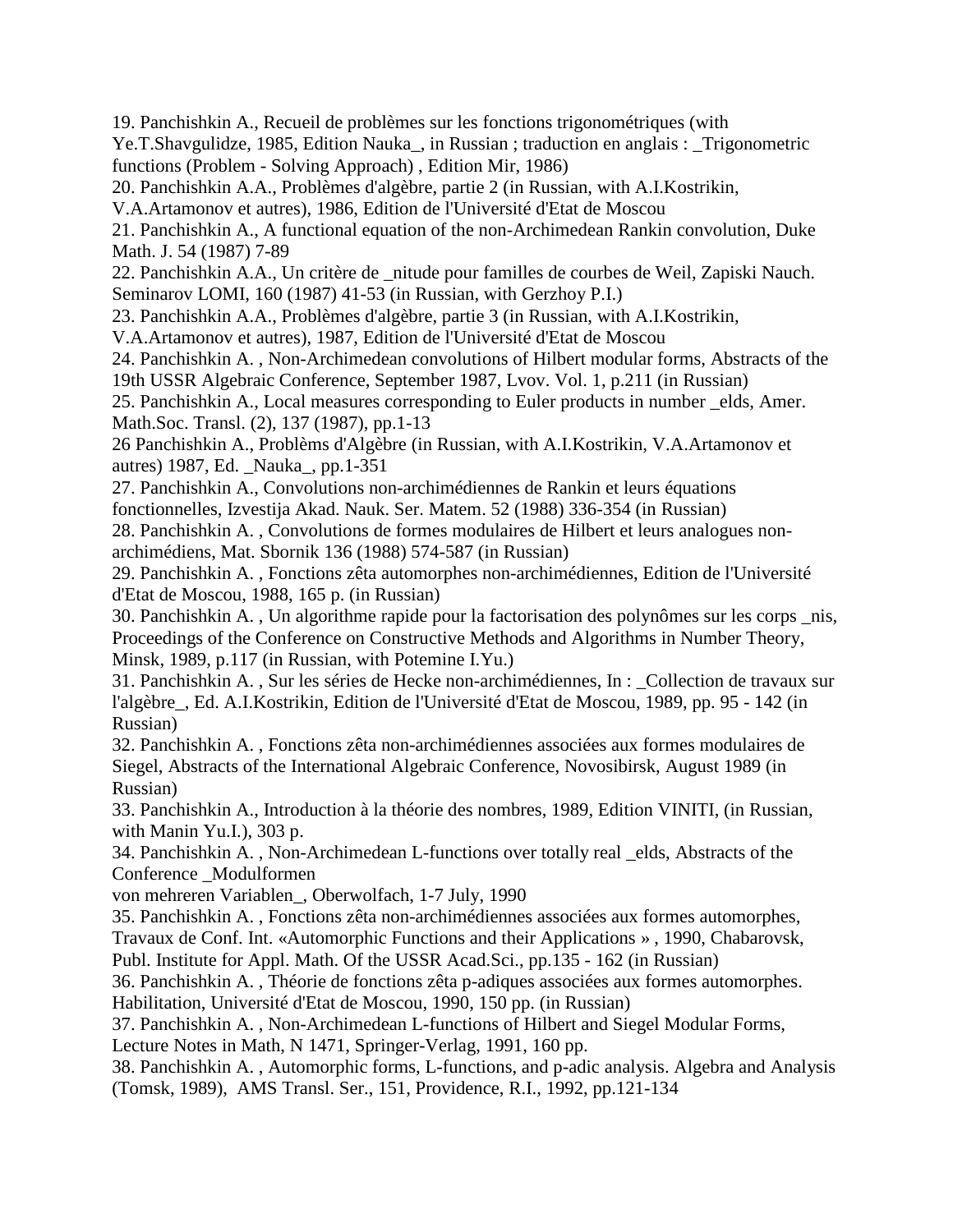19. Panchishkin A., Recueil de problèmes sur les fonctions trigonométriques (with Ye.T.Shavgulidze, 1985, Edition Nauka_, in Russian ; traduction en anglais : _Trigonometric functions (Problem - Solving Approach) , Edition Mir, 1986)
20. Panchishkin A.A., Problèmes d'algèbre, partie 2 (in Russian, with A.I.Kostrikin, V.A.Artamonov et autres), 1986, Edition de l'Université d'Etat de Moscou
21. Panchishkin A., A functional equation of the non-Archimedean Rankin convolution, Duke Math. J. 54 (1987) 7-89
22. Panchishkin A.A., Un critère de _nitude pour familles de courbes de Weil, Zapiski Nauch. Seminarov LOMI, 160 (1987) 41-53 (in Russian, with Gerzhoy P.I.)
23. Panchishkin A.A., Problèmes d'algèbre, partie 3 (in Russian, with A.I.Kostrikin, V.A.Artamonov et autres), 1987, Edition de l'Université d'Etat de Moscou
24. Panchishkin A. , Non-Archimedean convolutions of Hilbert modular forms, Abstracts of the 19th USSR Algebraic Conference, September 1987, Lvov. Vol. 1, p.211 (in Russian)
25. Panchishkin A., Local measures corresponding to Euler products in number _elds, Amer. Math.Soc. Transl. (2), 137 (1987), pp.1-13
26 Panchishkin A., Problèms d'Algèbre (in Russian, with A.I.Kostrikin, V.A.Artamonov et autres) 1987, Ed. _Nauka_, pp.1-351
27. Panchishkin A., Convolutions non-archimédiennes de Rankin et leurs équations fonctionnelles, Izvestija Akad. Nauk. Ser. Matem. 52 (1988) 336-354 (in Russian)
28. Panchishkin A. , Convolutions de formes modulaires de Hilbert et leurs analogues non-archimédiens, Mat. Sbornik 136 (1988) 574-587 (in Russian)
29. Panchishkin A. , Fonctions zêta automorphes non-archimédiennes, Edition de l'Université d'Etat de Moscou, 1988, 165 p. (in Russian)
30. Panchishkin A. , Un algorithme rapide pour la factorisation des polynômes sur les corps _nis, Proceedings of the Conference on Constructive Methods and Algorithms in Number Theory, Minsk, 1989, p.117 (in Russian, with Potemine I.Yu.)
31. Panchishkin A. , Sur les séries de Hecke non-archimédiennes, In : _Collection de travaux sur l'algèbre_, Ed. A.I.Kostrikin, Edition de l'Université d'Etat de Moscou, 1989, pp. 95 - 142 (in Russian)
32. Panchishkin A. , Fonctions zêta non-archimédiennes associées aux formes modulaires de Siegel, Abstracts of the International Algebraic Conference, Novosibirsk, August 1989 (in Russian)
33. Panchishkin A., Introduction à la théorie des nombres, 1989, Edition VINITI, (in Russian, with Manin Yu.I.), 303 p.
34. Panchishkin A. , Non-Archimedean L-functions over totally real _elds, Abstracts of the Conference _Modulformen von mehreren Variablen_, Oberwolfach, 1-7 July, 1990
35. Panchishkin A. , Fonctions zêta non-archimédiennes associées aux formes automorphes, Travaux de Conf. Int. «Automorphic Functions and their Applications » , 1990, Chabarovsk, Publ. Institute for Appl. Math. Of the USSR Acad.Sci., pp.135 - 162 (in Russian)
36. Panchishkin A. , Théorie de fonctions zêta p-adiques associées aux formes automorphes. Habilitation, Université d'Etat de Moscou, 1990, 150 pp. (in Russian)
37. Panchishkin A. , Non-Archimedean L-functions of Hilbert and Siegel Modular Forms, Lecture Notes in Math, N 1471, Springer-Verlag, 1991, 160 pp.
38. Panchishkin A. , Automorphic forms, L-functions, and p-adic analysis. Algebra and Analysis (Tomsk, 1989), AMS Transl. Ser., 151, Providence, R.I., 1992, pp.121-134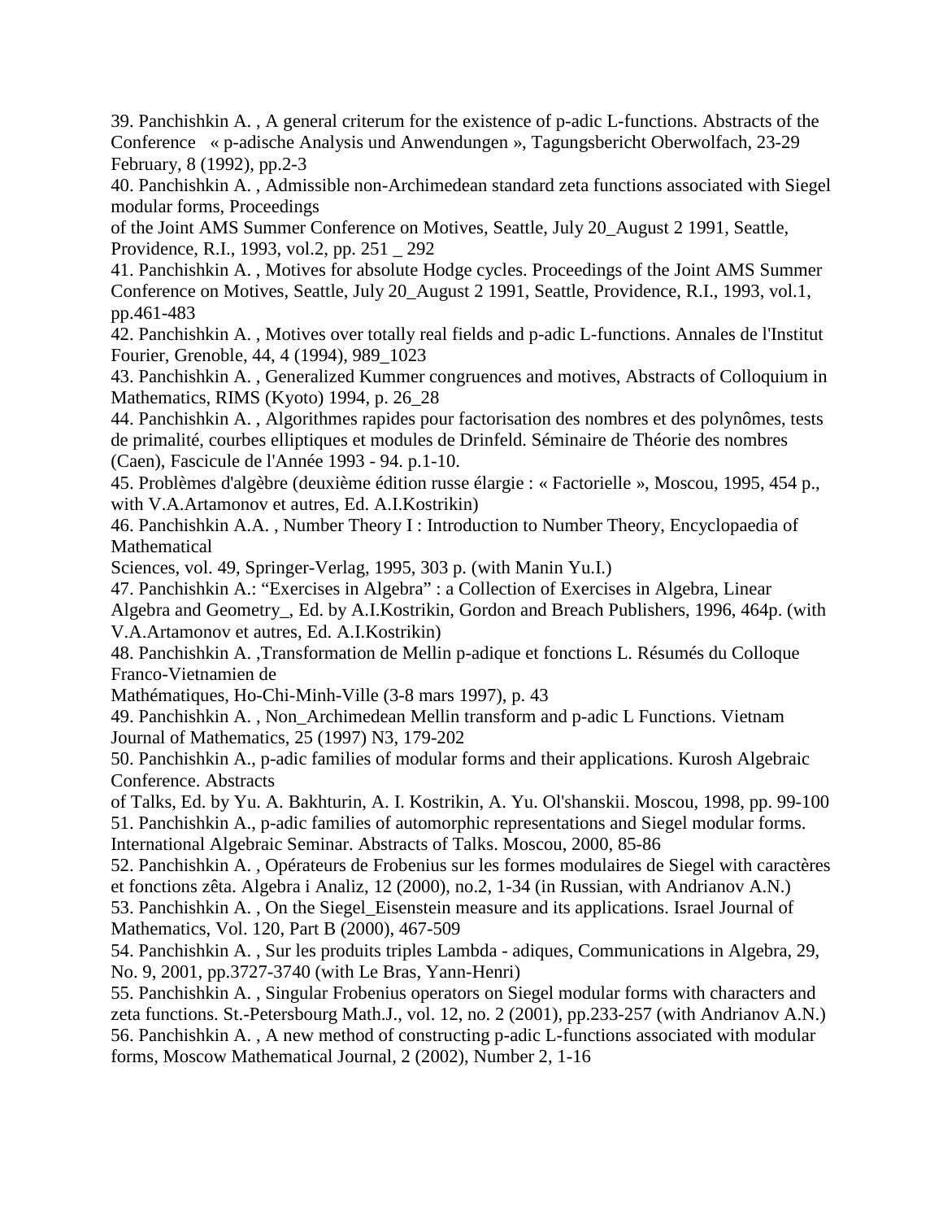39. Panchishkin A. , A general criterum for the existence of p-adic L-functions. Abstracts of the Conference « p-adische Analysis und Anwendungen », Tagungsbericht Oberwolfach, 23-29 February, 8 (1992), pp.2-3

40. Panchishkin A. , Admissible non-Archimedean standard zeta functions associated with Siegel modular forms, Proceedings of the Joint AMS Summer Conference on Motives, Seattle, July 20_August 2 1991, Seattle, Providence, R.I., 1993, vol.2, pp. 251 _ 292

41. Panchishkin A. , Motives for absolute Hodge cycles. Proceedings of the Joint AMS Summer Conference on Motives, Seattle, July 20_August 2 1991, Seattle, Providence, R.I., 1993, vol.1, pp.461-483

42. Panchishkin A. , Motives over totally real fields and p-adic L-functions. Annales de l'Institut Fourier, Grenoble, 44, 4 (1994), 989_1023

43. Panchishkin A. , Generalized Kummer congruences and motives, Abstracts of Colloquium in Mathematics, RIMS (Kyoto) 1994, p. 26_28

44. Panchishkin A. , Algorithmes rapides pour factorisation des nombres et des polynômes, tests de primalité, courbes elliptiques et modules de Drinfeld. Séminaire de Théorie des nombres (Caen), Fascicule de l'Année 1993 - 94. p.1-10.

45. Problèmes d'algèbre (deuxième édition russe élargie : « Factorielle », Moscou, 1995, 454 p., with V.A.Artamonov et autres, Ed. A.I.Kostrikin)

46. Panchishkin A.A. , Number Theory I : Introduction to Number Theory, Encyclopaedia of Mathematical Sciences, vol. 49, Springer-Verlag, 1995, 303 p. (with Manin Yu.I.)

47. Panchishkin A.: “Exercises in Algebra” : a Collection of Exercises in Algebra, Linear Algebra and Geometry_, Ed. by A.I.Kostrikin, Gordon and Breach Publishers, 1996, 464p. (with V.A.Artamonov et autres, Ed. A.I.Kostrikin)

48. Panchishkin A. ,Transformation de Mellin p-adique et fonctions L. Résumés du Colloque Franco-Vietnamien de Mathématiques, Ho-Chi-Minh-Ville (3-8 mars 1997), p. 43

49. Panchishkin A. , Non_Archimedean Mellin transform and p-adic L Functions. Vietnam Journal of Mathematics, 25 (1997) N3, 179-202

50. Panchishkin A., p-adic families of modular forms and their applications. Kurosh Algebraic Conference. Abstracts of Talks, Ed. by Yu. A. Bakhturin, A. I. Kostrikin, A. Yu. Ol'shanskii. Moscou, 1998, pp. 99-100

51. Panchishkin A., p-adic families of automorphic representations and Siegel modular forms. International Algebraic Seminar. Abstracts of Talks. Moscou, 2000, 85-86

52. Panchishkin A. , Opérateurs de Frobenius sur les formes modulaires de Siegel with caractères et fonctions zêta. Algebra i Analiz, 12 (2000), no.2, 1-34 (in Russian, with Andrianov A.N.)

53. Panchishkin A. , On the Siegel_Eisenstein measure and its applications. Israel Journal of Mathematics, Vol. 120, Part B (2000), 467-509

54. Panchishkin A. , Sur les produits triples Lambda - adiques, Communications in Algebra, 29, No. 9, 2001, pp.3727-3740 (with Le Bras, Yann-Henri)

55. Panchishkin A. , Singular Frobenius operators on Siegel modular forms with characters and zeta functions. St.-Petersbourg Math.J., vol. 12, no. 2 (2001), pp.233-257 (with Andrianov A.N.)

56. Panchishkin A. , A new method of constructing p-adic L-functions associated with modular forms, Moscow Mathematical Journal, 2 (2002), Number 2, 1-16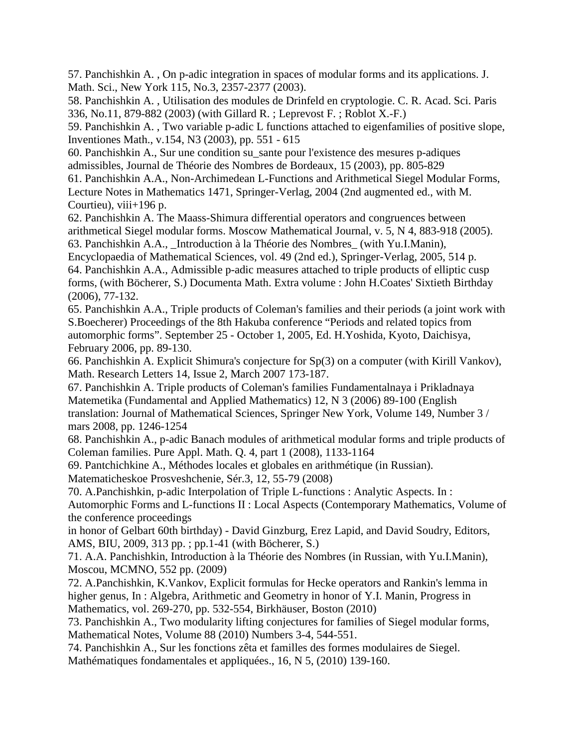57. Panchishkin A. , On p-adic integration in spaces of modular forms and its applications. J. Math. Sci., New York 115, No.3, 2357-2377 (2003).

58. Panchishkin A. , Utilisation des modules de Drinfeld en cryptologie. C. R. Acad. Sci. Paris 336, No.11, 879-882 (2003) (with Gillard R. ; Leprevost F. ; Roblot X.-F.)

59. Panchishkin A. , Two variable p-adic L functions attached to eigenfamilies of positive slope, Inventiones Math., v.154, N3 (2003), pp. 551 - 615

60. Panchishkin A., Sur une condition su_sante pour l'existence des mesures p-adiques admissibles, Journal de Théorie des Nombres de Bordeaux, 15 (2003), pp. 805-829

61. Panchishkin A.A., Non-Archimedean L-Functions and Arithmetical Siegel Modular Forms, Lecture Notes in Mathematics 1471, Springer-Verlag, 2004 (2nd augmented ed., with M. Courtieu), viii+196 p.

62. Panchishkin A. The Maass-Shimura differential operators and congruences between arithmetical Siegel modular forms. Moscow Mathematical Journal, v. 5, N 4, 883-918 (2005).

63. Panchishkin A.A., _Introduction à la Théorie des Nombres_ (with Yu.I.Manin), Encyclopaedia of Mathematical Sciences, vol. 49 (2nd ed.), Springer-Verlag, 2005, 514 p.

64. Panchishkin A.A., Admissible p-adic measures attached to triple products of elliptic cusp forms, (with Böcherer, S.) Documenta Math. Extra volume : John H.Coates' Sixtieth Birthday (2006), 77-132.

65. Panchishkin A.A., Triple products of Coleman's families and their periods (a joint work with S.Boecherer) Proceedings of the 8th Hakuba conference “Periods and related topics from automorphic forms”. September 25 - October 1, 2005, Ed. H.Yoshida, Kyoto, Daichisya, February 2006, pp. 89-130.

66. Panchishkin A. Explicit Shimura's conjecture for Sp(3) on a computer (with Kirill Vankov), Math. Research Letters 14, Issue 2, March 2007 173-187.

67. Panchishkin A. Triple products of Coleman's families Fundamentalnaya i Prikladnaya Matemetika (Fundamental and Applied Mathematics) 12, N 3 (2006) 89-100 (English translation: Journal of Mathematical Sciences, Springer New York, Volume 149, Number 3 / mars 2008, pp. 1246-1254

68. Panchishkin A., p-adic Banach modules of arithmetical modular forms and triple products of Coleman families. Pure Appl. Math. Q. 4, part 1 (2008), 1133-1164

69. Pantchichkine A., Méthodes locales et globales en arithmétique (in Russian). Matematicheskoe Prosveshchenie, Sér.3, 12, 55-79 (2008)

70. A.Panchishkin, p-adic Interpolation of Triple L-functions : Analytic Aspects. In : Automorphic Forms and L-functions II : Local Aspects (Contemporary Mathematics, Volume of the conference proceedings in honor of Gelbart 60th birthday) - David Ginzburg, Erez Lapid, and David Soudry, Editors, AMS, BIU, 2009, 313 pp. ; pp.1-41 (with Böcherer, S.)

71. A.A. Panchishkin, Introduction à la Théorie des Nombres (in Russian, with Yu.I.Manin), Moscou, MCMNO, 552 pp. (2009)

72. A.Panchishkin, K.Vankov, Explicit formulas for Hecke operators and Rankin's lemma in higher genus, In : Algebra, Arithmetic and Geometry in honor of Y.I. Manin, Progress in Mathematics, vol. 269-270, pp. 532-554, Birkhäuser, Boston (2010)

73. Panchishkin A., Two modularity lifting conjectures for families of Siegel modular forms, Mathematical Notes, Volume 88 (2010) Numbers 3-4, 544-551.

74. Panchishkin A., Sur les fonctions zêta et familles des formes modulaires de Siegel. Mathématiques fondamentales et appliquées., 16, N 5, (2010) 139-160.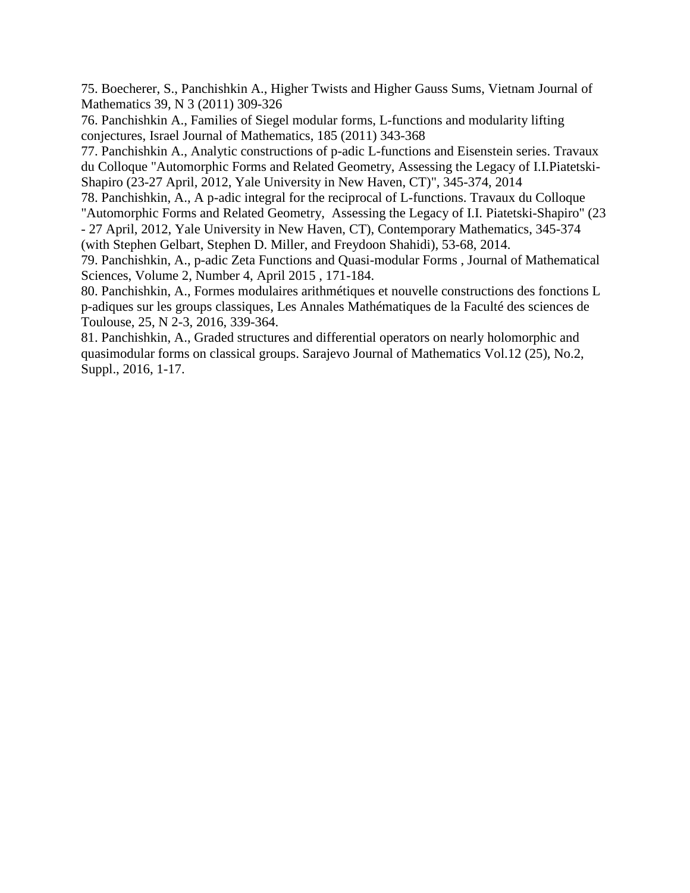75. Boecherer, S., Panchishkin A., Higher Twists and Higher Gauss Sums, Vietnam Journal of Mathematics 39, N 3 (2011) 309-326

76. Panchishkin A., Families of Siegel modular forms, L-functions and modularity lifting conjectures, Israel Journal of Mathematics, 185 (2011) 343-368

77. Panchishkin A., Analytic constructions of p-adic L-functions and Eisenstein series. Travaux du Colloque "Automorphic Forms and Related Geometry, Assessing the Legacy of I.I.Piatetski-Shapiro (23-27 April, 2012, Yale University in New Haven, CT)", 345-374, 2014

78. Panchishkin, A., A p-adic integral for the reciprocal of L-functions. Travaux du Colloque "Automorphic Forms and Related Geometry, Assessing the Legacy of I.I. Piatetski-Shapiro" (23 - 27 April, 2012, Yale University in New Haven, CT), Contemporary Mathematics, 345-374 (with Stephen Gelbart, Stephen D. Miller, and Freydoon Shahidi), 53-68, 2014.

79. Panchishkin, A., p-adic Zeta Functions and Quasi-modular Forms , Journal of Mathematical Sciences, Volume 2, Number 4, April 2015 , 171-184.

80. Panchishkin, A., Formes modulaires arithmétiques et nouvelle constructions des fonctions L p-adiques sur les groups classiques, Les Annales Mathématiques de la Faculté des sciences de Toulouse, 25, N 2-3, 2016, 339-364.

81. Panchishkin, A., Graded structures and differential operators on nearly holomorphic and quasimodular forms on classical groups. Sarajevo Journal of Mathematics Vol.12 (25), No.2, Suppl., 2016, 1-17.